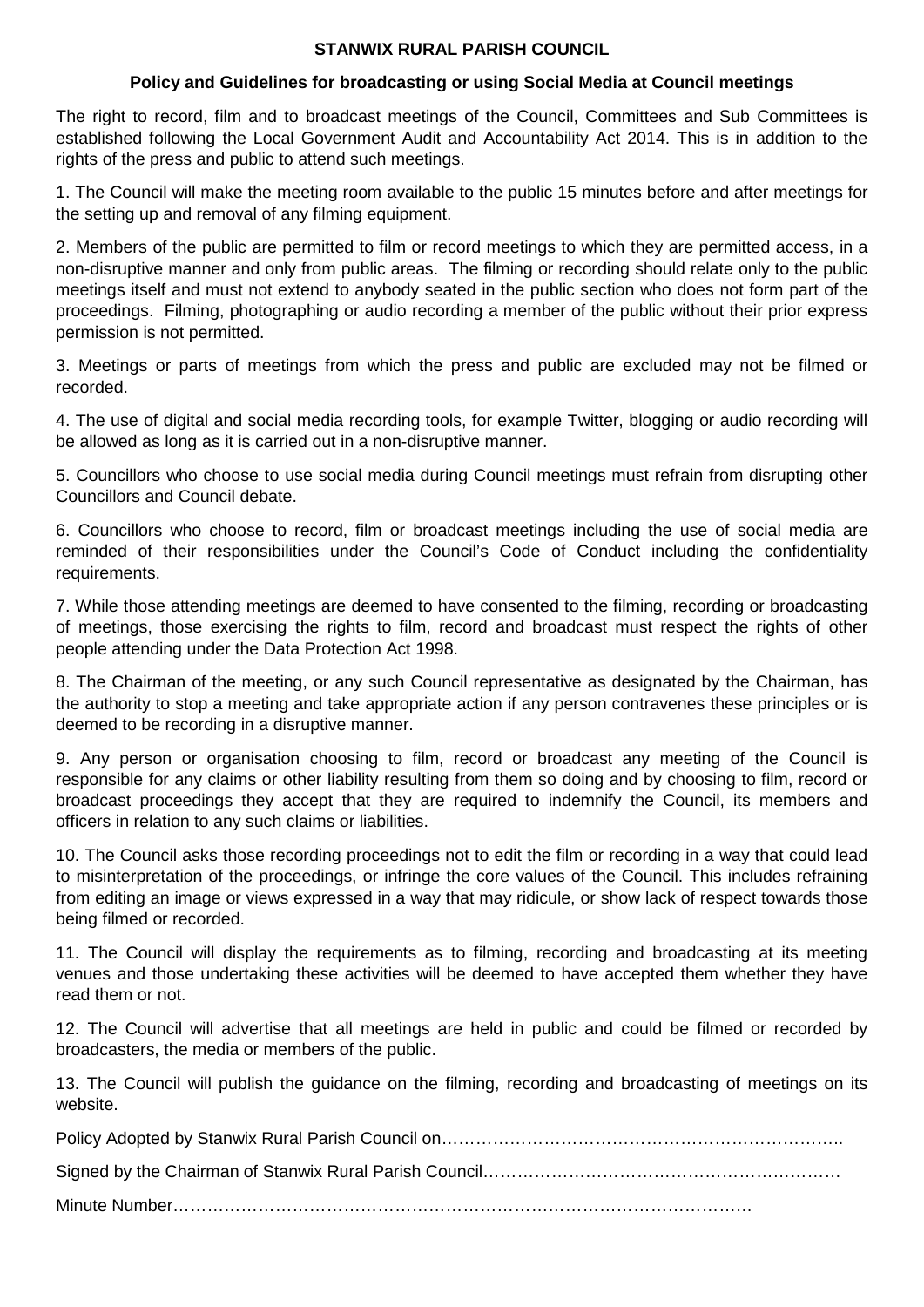**STANWIX RURAL PARISH COUNCIL**

**Policy and Guidelines for broadcasting or using Social Media at Council meetings**

The right to record, film and to broadcast meetings of the Council, Committees and Sub Committees is established following the Local Government Audit and Accountability Act 2014. This is in addition to the rights of the press and public to attend such meetings.

1. The Council will make the meeting room available to the public 15 minutes before and after meetings for the setting up and removal of any filming equipment.

2. Members of the public are permitted to film or record meetings to which they are permitted access, in a non-disruptive manner and only from public areas. The filming or recording should relate only to the public meetings itself and must not extend to anybody seated in the public section who does not form part of the proceedings. Filming, photographing or audio recording a member of the public without their prior express permission is not permitted.

3. Meetings or parts of meetings from which the press and public are excluded may not be filmed or recorded.

4. The use of digital and social media recording tools, for example Twitter, blogging or audio recording will be allowed as long as it is carried out in a non-disruptive manner.

5. Councillors who choose to use social media during Council meetings must refrain from disrupting other Councillors and Council debate.

6. Councillors who choose to record, film or broadcast meetings including the use of social media are reminded of their responsibilities under the Council's Code of Conduct including the confidentiality requirements.

7. While those attending meetings are deemed to have consented to the filming, recording or broadcasting of meetings, those exercising the rights to film, record and broadcast must respect the rights of other people attending under the Data Protection Act 1998.

8. The Chairman of the meeting, or any such Council representative as designated by the Chairman, has the authority to stop a meeting and take appropriate action if any person contravenes these principles or is deemed to be recording in a disruptive manner.

9. Any person or organisation choosing to film, record or broadcast any meeting of the Council is responsible for any claims or other liability resulting from them so doing and by choosing to film, record or broadcast proceedings they accept that they are required to indemnify the Council, its members and officers in relation to any such claims or liabilities.

10. The Council asks those recording proceedings not to edit the film or recording in a way that could lead to misinterpretation of the proceedings, or infringe the core values of the Council. This includes refraining from editing an image or views expressed in a way that may ridicule, or show lack of respect towards those being filmed or recorded.

11. The Council will display the requirements as to filming, recording and broadcasting at its meeting venues and those undertaking these activities will be deemed to have accepted them whether they have read them or not.

12. The Council will advertise that all meetings are held in public and could be filmed or recorded by broadcasters, the media or members of the public.

13. The Council will publish the guidance on the filming, recording and broadcasting of meetings on its website.

Policy Adopted by Stanwix Rural Parish Council on…………………………………………………………….

Signed by the Chairman of Stanwix Rural Parish Council……………………………………………………

Minute Number…………………………………………………………………………………………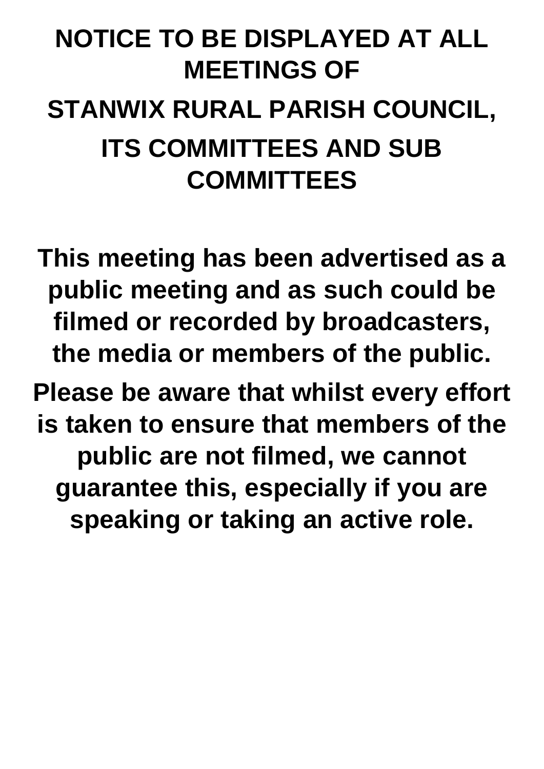# NOTICE TO BE DISPLAYED AT ALL MEETINGS OF

# STANWIX RURAL PARISH COUNCIL,

# ITS COMMITTEES AND SUB COMMITTEES

**This meeting has been advertised as a public meeting and as such could be filmed or recorded by broadcasters, the media or members of the public.**

**Please be aware that whilst every effort is taken to ensure that members of the public are not filmed, we cannot guarantee this, especially if you are speaking or taking an active role.**